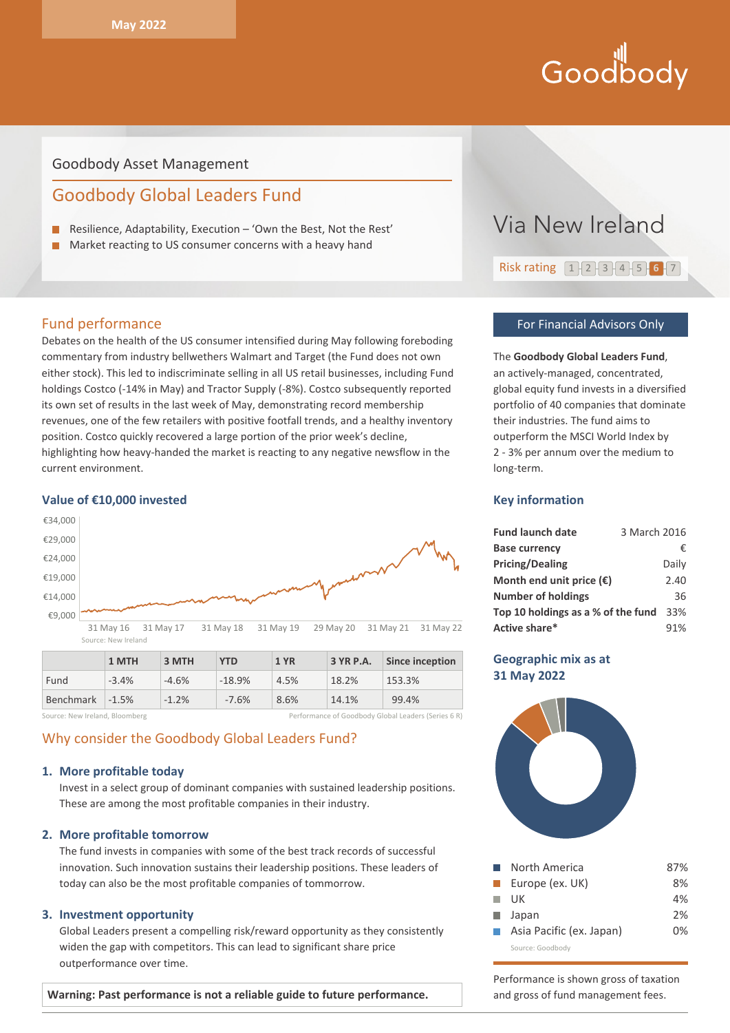May 2022

Goodbody

Goodbody Asset Management

# Goodbody Global Leaders Fund

- Resilience, Adaptability, Execution – 'Own the Best, Not the Rest'
- Market reacting to US consumer concerns with a heavy hand

Via New Ireland

Risk rating 1 2 3 4 5 **6** 7

## Fund performance

Debates on the health of the US consumer intensified during May following foreboding commentary from industry bellwethers Walmart and Target (the Fund does not own either stock). This led to indiscriminate selling in all US retail businesses, including Fund holdings Costco (-14% in May) and Tractor Supply (-8%). Costco subsequently reported its own set of results in the last week of May, demonstrating record membership revenues, one of the few retailers with positive footfall trends, and a healthy inventory position. Costco quickly recovered a large portion of the prior week's decline, highlighting how heavy-handed the market is reacting to any negative newsflow in the current environment.

### Value of €10,000 invested

Source: New Ireland

| | 1 MTH | 3 MTH | YTD | 1 YR | 3 YR P.A. | Since inception |
|---|---|---|---|---|---|---|
| Fund | -3.4% | -4.6% | -18.9% | 4.5% | 18.2% | 153.3% |
| Benchmark | -1.5% | -1.2% | -7.6% | 8.6% | 14.1% | 99.4% |

Source: New Ireland, Bloomberg — Performance of Goodbody Global Leaders (Series 6 R)

## Why consider the Goodbody Global Leaders Fund?

1. **More profitable today**
   Invest in a select group of dominant companies with sustained leadership positions. These are among the most profitable companies in their industry.

2. **More profitable tomorrow**
   The fund invests in companies with some of the best track records of successful innovation. Such innovation sustains their leadership positions. These leaders of today can also be the most profitable companies of tommorrow.

3. **Investment opportunity**
   Global Leaders present a compelling risk/reward opportunity as they consistently widen the gap with competitors. This can lead to significant share price outperformance over time.

**Warning: Past performance is not a reliable guide to future performance.**

**For Financial Advisors Only**

The **Goodbody Global Leaders Fund**, an actively-managed, concentrated, global equity fund invests in a diversified portfolio of 40 companies that dominate their industries. The fund aims to outperform the MSCI World Index by 2 - 3% per annum over the medium to long-term.

### Key information

| | |
|---|---|
| **Fund launch date** | 3 March 2016 |
| **Base currency** | € |
| **Pricing/Dealing** | Daily |
| **Month end unit price (€)** | 2.40 |
| **Number of holdings** | 36 |
| **Top 10 holdings as a % of the fund** | 33% |
| **Active share*** | 91% |

### Geographic mix as at 31 May 2022

| Region | % |
|---|---|
| North America | 87% |
| Europe (ex. UK) | 8% |
| UK | 4% |
| Japan | 2% |
| Asia Pacific (ex. Japan) | 0% |

Source: Goodbody

Performance is shown gross of taxation and gross of fund management fees.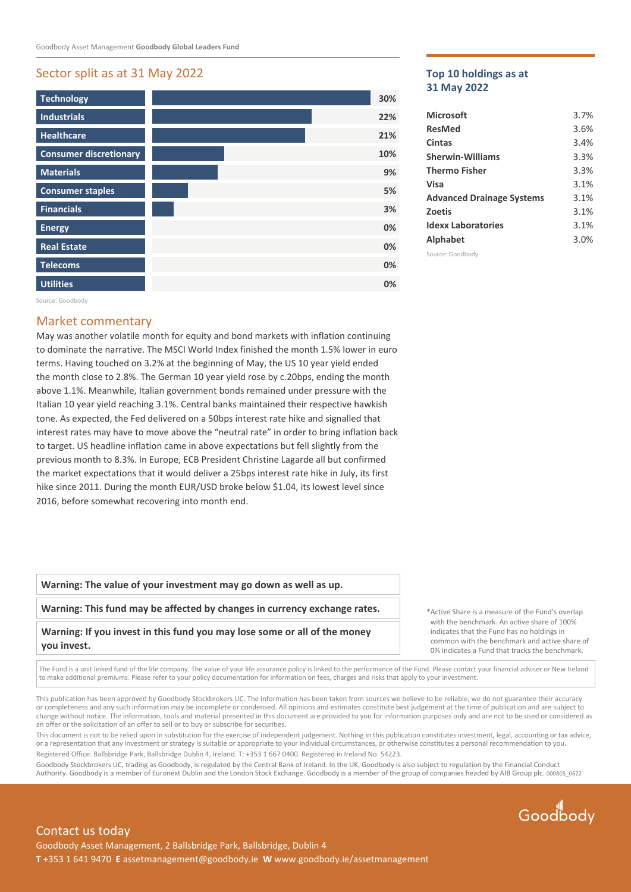## Sector split as at 31 May 2022

Technology 30%
Industrials 22%
Healthcare 21%
Consumer discretionary 10%
Materials 9%
Consumer staples 5%
Financials 3%
Energy 0%
Real Estate 0%
Telecoms 0%
Utilities 0%

Source: Goodbody

## Top 10 holdings as at 31 May 2022

| | |
|---|---|
| **Microsoft** | 3.7% |
| **ResMed** | 3.6% |
| **Cintas** | 3.4% |
| **Sherwin-Williams** | 3.3% |
| **Thermo Fisher** | 3.3% |
| **Visa** | 3.1% |
| **Advanced Drainage Systems** | 3.1% |
| **Zoetis** | 3.1% |
| **Idexx Laboratories** | 3.1% |
| **Alphabet** | 3.0% |

Source: Goodbody

## Market commentary

May was another volatile month for equity and bond markets with inflation continuing to dominate the narrative. The MSCI World Index finished the month 1.5% lower in euro terms. Having touched on 3.2% at the beginning of May, the US 10 year yield ended the month close to 2.8%. The German 10 year yield rose by c.20bps, ending the month above 1.1%. Meanwhile, Italian government bonds remained under pressure with the Italian 10 year yield reaching 3.1%. Central banks maintained their respective hawkish tone. As expected, the Fed delivered on a 50bps interest rate hike and signalled that interest rates may have to move above the "neutral rate" in order to bring inflation back to target. US headline inflation came in above expectations but fell slightly from the previous month to 8.3%. In Europe, ECB President Christine Lagarde all but confirmed the market expectations that it would deliver a 25bps interest rate hike in July, its first hike since 2011. During the month EUR/USD broke below $1.04, its lowest level since 2016, before somewhat recovering into month end.

**Warning: The value of your investment may go down as well as up.**

**Warning: This fund may be affected by changes in currency exchange rates.**

**Warning: If you invest in this fund you may lose some or all of the money you invest.**

*Active Share is a measure of the Fund's overlap with the benchmark. An active share of 100% indicates that the Fund has no holdings in common with the benchmark and active share of 0% indicates a Fund that tracks the benchmark.

The Fund is a unit linked fund of the life company. The value of your life assurance policy is linked to the performance of the Fund. Please contact your financial adviser or New Ireland to make additional premiums. Please refer to your policy documentation for information on fees, charges and risks that apply to your investment.

This publication has been approved by Goodbody Stockbrokers UC. The information has been taken from sources we believe to be reliable, we do not guarantee their accuracy or completeness and any such information may be incomplete or condensed. All opinions and estimates constitute best judgement at the time of publication and are subject to change without notice. The information, tools and material presented in this document are provided to you for information purposes only and are not to be used or considered as an offer or the solicitation of an offer to sell or to buy or subscribe for securities.

This document is not to be relied upon in substitution for the exercise of independent judgement. Nothing in this publication constitutes investment, legal, accounting or tax advice, or a representation that any investment or strategy is suitable or appropriate to your individual circumstances, or otherwise constitutes a personal recommendation to you.

Registered Office: Ballsbridge Park, Ballsbridge Dublin 4, Ireland. T: +353 1 667 0400. Registered in Ireland No. 54223.

Goodbody Stockbrokers UC, trading as Goodbody, is regulated by the Central Bank of Ireland. In the UK, Goodbody is also subject to regulation by the Financial Conduct Authority. Goodbody is a member of Euronext Dublin and the London Stock Exchange. Goodbody is a member of the group of companies headed by AIB Group plc. 000803_0622

Goodbody

## Contact us today

Goodbody Asset Management, 2 Ballsbridge Park, Ballsbridge, Dublin 4

**T** +353 1 641 9470 **E** assetmanagement@goodbody.ie **W** www.goodbody.ie/assetmanagement